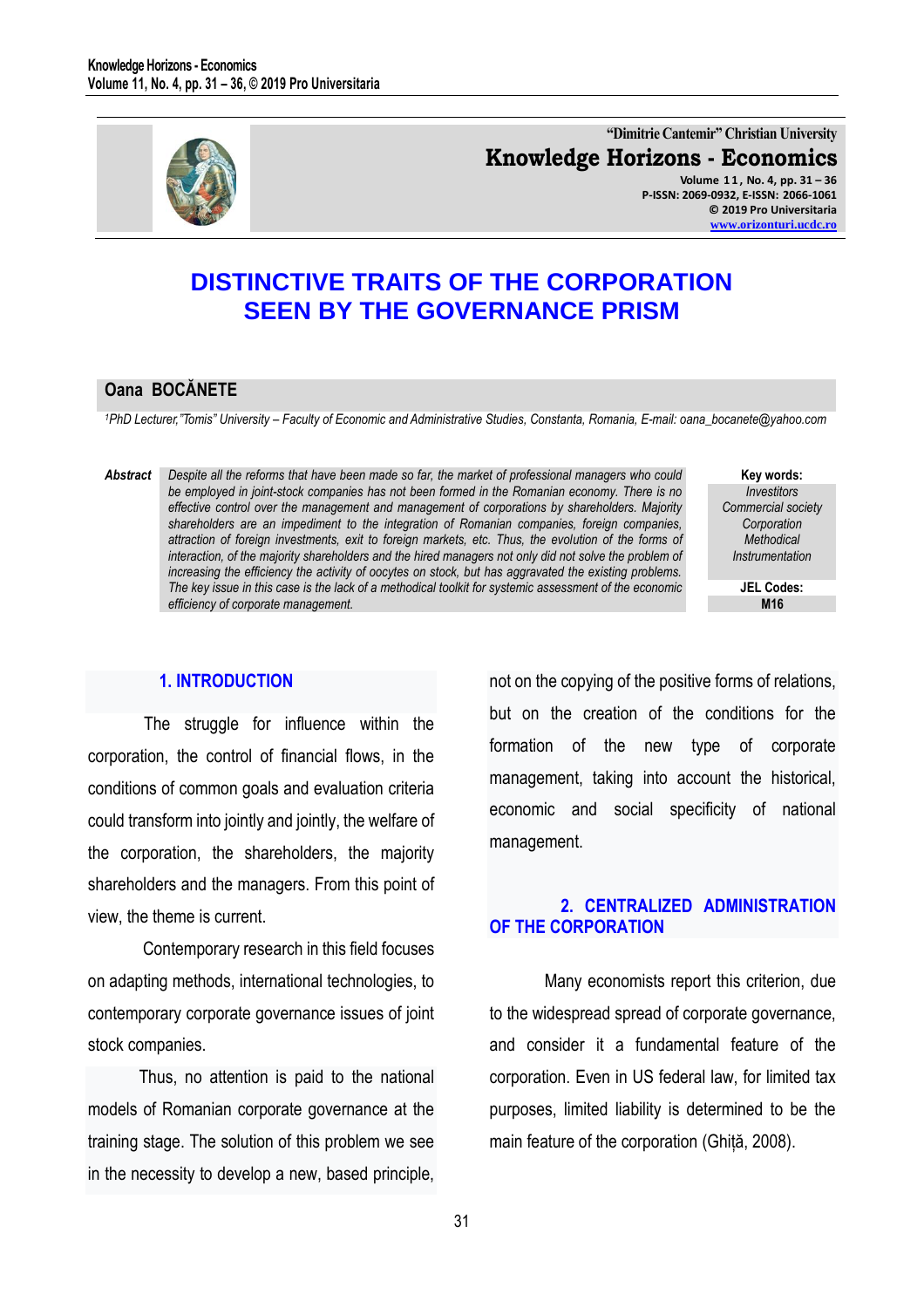"Dimitrie Cantemir" Christian University

**Knowledge Horizons - Economics**

Volume 11, No. 4, pp. 31 – 36
P-ISSN: 2069-0932, E-ISSN: 2066-1061
© 2019 Pro Universitaria
www.orizonturi.ucdc.ro

# DISTINCTIVE TRAITS OF THE CORPORATION SEEN BY THE GOVERNANCE PRISM

**Oana BOCĂNETE**

[1]PhD Lecturer,"Tomis" University – Faculty of Economic and Administrative Studies, Constanta, Romania, E-mail: oana_bocanete@yahoo.com

***Abstract*** *Despite all the reforms that have been made so far, the market of professional managers who could be employed in joint-stock companies has not been formed in the Romanian economy. There is no effective control over the management and management of corporations by shareholders. Majority shareholders are an impediment to the integration of Romanian companies, foreign companies, attraction of foreign investments, exit to foreign markets, etc. Thus, the evolution of the forms of interaction, of the majority shareholders and the hired managers not only did not solve the problem of increasing the efficiency the activity of oocytes on stock, but has aggravated the existing problems. The key issue in this case is the lack of a methodical toolkit for systemic assessment of the economic efficiency of corporate management.*

**Key words:**
*Investitors*
*Commercial society*
*Corporation*
*Methodical*
*Instrumentation*

**JEL Codes:**
**M16**

## 1. INTRODUCTION

The struggle for influence within the corporation, the control of financial flows, in the conditions of common goals and evaluation criteria could transform into jointly and jointly, the welfare of the corporation, the shareholders, the majority shareholders and the managers. From this point of view, the theme is current.

Contemporary research in this field focuses on adapting methods, international technologies, to contemporary corporate governance issues of joint stock companies.

Thus, no attention is paid to the national models of Romanian corporate governance at the training stage. The solution of this problem we see in the necessity to develop a new, based principle, not on the copying of the positive forms of relations, but on the creation of the conditions for the formation of the new type of corporate management, taking into account the historical, economic and social specificity of national management.

## 2. CENTRALIZED ADMINISTRATION OF THE CORPORATION

Many economists report this criterion, due to the widespread spread of corporate governance, and consider it a fundamental feature of the corporation. Even in US federal law, for limited tax purposes, limited liability is determined to be the main feature of the corporation (Ghiță, 2008).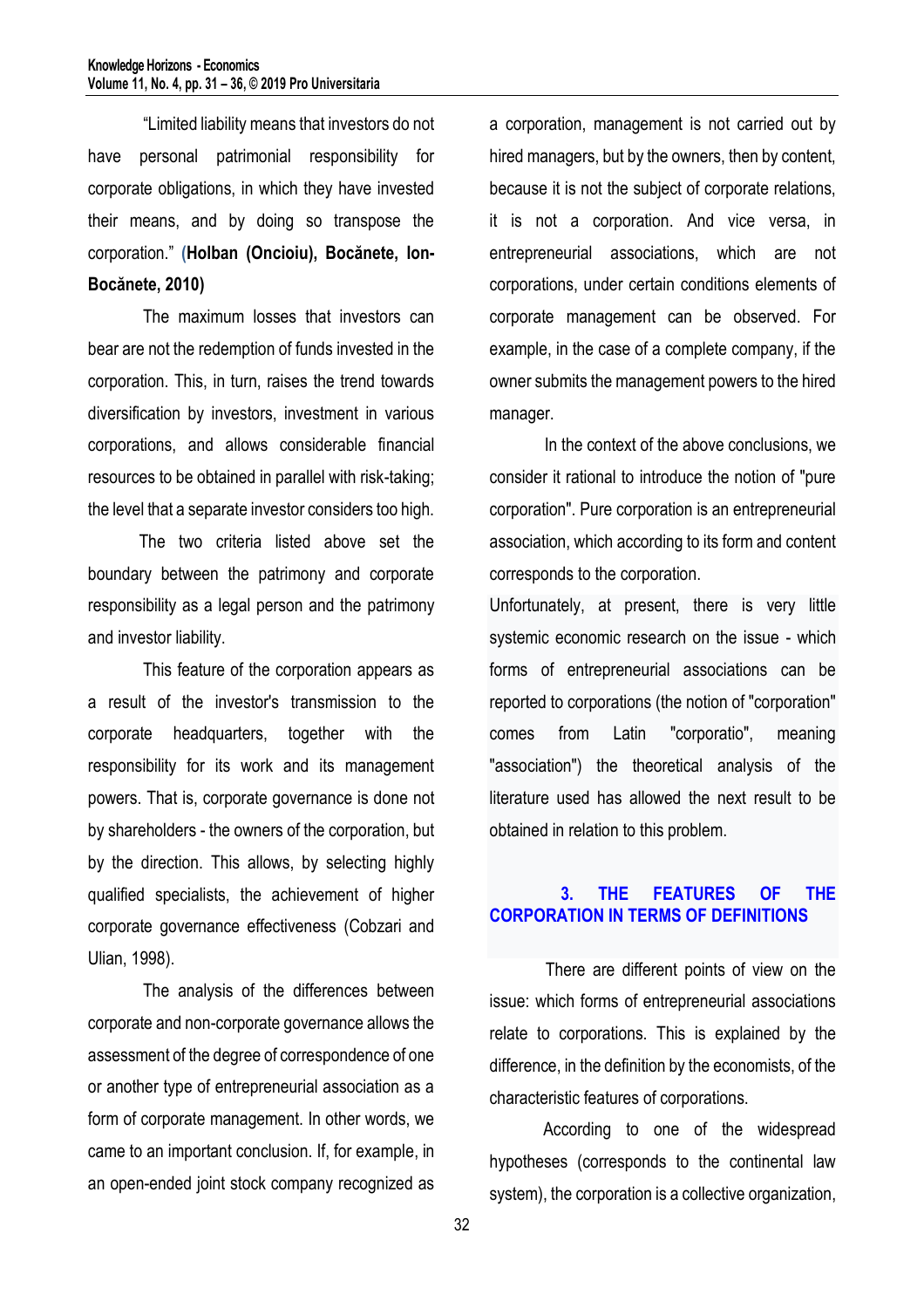"Limited liability means that investors do not have personal patrimonial responsibility for corporate obligations, in which they have invested their means, and by doing so transpose the corporation." (**Holban (Oncioiu), Bocănete, Ion-Bocănete, 2010)**

The maximum losses that investors can bear are not the redemption of funds invested in the corporation. This, in turn, raises the trend towards diversification by investors, investment in various corporations, and allows considerable financial resources to be obtained in parallel with risk-taking; the level that a separate investor considers too high.

The two criteria listed above set the boundary between the patrimony and corporate responsibility as a legal person and the patrimony and investor liability.

This feature of the corporation appears as a result of the investor's transmission to the corporate headquarters, together with the responsibility for its work and its management powers. That is, corporate governance is done not by shareholders - the owners of the corporation, but by the direction. This allows, by selecting highly qualified specialists, the achievement of higher corporate governance effectiveness (Cobzari and Ulian, 1998).

The analysis of the differences between corporate and non-corporate governance allows the assessment of the degree of correspondence of one or another type of entrepreneurial association as a form of corporate management. In other words, we came to an important conclusion. If, for example, in an open-ended joint stock company recognized as a corporation, management is not carried out by hired managers, but by the owners, then by content, because it is not the subject of corporate relations, it is not a corporation. And vice versa, in entrepreneurial associations, which are not corporations, under certain conditions elements of corporate management can be observed. For example, in the case of a complete company, if the owner submits the management powers to the hired manager.

In the context of the above conclusions, we consider it rational to introduce the notion of "pure corporation". Pure corporation is an entrepreneurial association, which according to its form and content corresponds to the corporation.

Unfortunately, at present, there is very little systemic economic research on the issue - which forms of entrepreneurial associations can be reported to corporations (the notion of "corporation" comes from Latin "corporatio", meaning "association") the theoretical analysis of the literature used has allowed the next result to be obtained in relation to this problem.

## 3. THE FEATURES OF THE CORPORATION IN TERMS OF DEFINITIONS

There are different points of view on the issue: which forms of entrepreneurial associations relate to corporations. This is explained by the difference, in the definition by the economists, of the characteristic features of corporations.

According to one of the widespread hypotheses (corresponds to the continental law system), the corporation is a collective organization,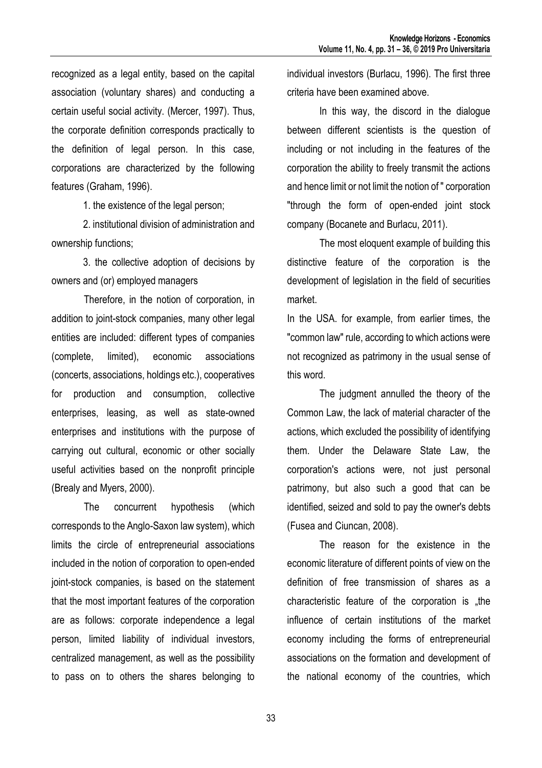recognized as a legal entity, based on the capital association (voluntary shares) and conducting a certain useful social activity. (Mercer, 1997). Thus, the corporate definition corresponds practically to the definition of legal person. In this case, corporations are characterized by the following features (Graham, 1996).

1. the existence of the legal person;

2. institutional division of administration and ownership functions;

3. the collective adoption of decisions by owners and (or) employed managers

Therefore, in the notion of corporation, in addition to joint-stock companies, many other legal entities are included: different types of companies (complete, limited), economic associations (concerts, associations, holdings etc.), cooperatives for production and consumption, collective enterprises, leasing, as well as state-owned enterprises and institutions with the purpose of carrying out cultural, economic or other socially useful activities based on the nonprofit principle (Brealy and Myers, 2000).

The concurrent hypothesis (which corresponds to the Anglo-Saxon law system), which limits the circle of entrepreneurial associations included in the notion of corporation to open-ended joint-stock companies, is based on the statement that the most important features of the corporation are as follows: corporate independence a legal person, limited liability of individual investors, centralized management, as well as the possibility to pass on to others the shares belonging to individual investors (Burlacu, 1996). The first three criteria have been examined above.

In this way, the discord in the dialogue between different scientists is the question of including or not including in the features of the corporation the ability to freely transmit the actions and hence limit or not limit the notion of " corporation "through the form of open-ended joint stock company (Bocanete and Burlacu, 2011).

The most eloquent example of building this distinctive feature of the corporation is the development of legislation in the field of securities market.

In the USA. for example, from earlier times, the "common law" rule, according to which actions were not recognized as patrimony in the usual sense of this word.

The judgment annulled the theory of the Common Law, the lack of material character of the actions, which excluded the possibility of identifying them. Under the Delaware State Law, the corporation's actions were, not just personal patrimony, but also such a good that can be identified, seized and sold to pay the owner's debts (Fusea and Ciuncan, 2008).

The reason for the existence in the economic literature of different points of view on the definition of free transmission of shares as a characteristic feature of the corporation is „the influence of certain institutions of the market economy including the forms of entrepreneurial associations on the formation and development of the national economy of the countries, which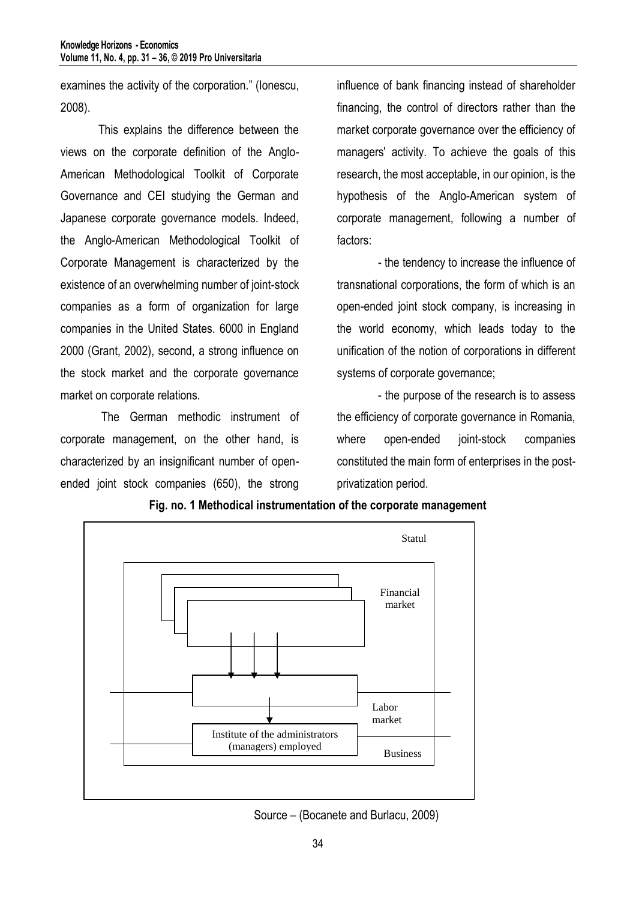examines the activity of the corporation." (Ionescu, 2008).

This explains the difference between the views on the corporate definition of the Anglo-American Methodological Toolkit of Corporate Governance and CEI studying the German and Japanese corporate governance models. Indeed, the Anglo-American Methodological Toolkit of Corporate Management is characterized by the existence of an overwhelming number of joint-stock companies as a form of organization for large companies in the United States. 6000 in England 2000 (Grant, 2002), second, a strong influence on the stock market and the corporate governance market on corporate relations.

The German methodic instrument of corporate management, on the other hand, is characterized by an insignificant number of open-ended joint stock companies (650), the strong influence of bank financing instead of shareholder financing, the control of directors rather than the market corporate governance over the efficiency of managers' activity. To achieve the goals of this research, the most acceptable, in our opinion, is the hypothesis of the Anglo-American system of corporate management, following a number of factors:

- the tendency to increase the influence of transnational corporations, the form of which is an open-ended joint stock company, is increasing in the world economy, which leads today to the unification of the notion of corporations in different systems of corporate governance;

- the purpose of the research is to assess the efficiency of corporate governance in Romania, where open-ended joint-stock companies constituted the main form of enterprises in the post-privatization period.

**Fig. no. 1 Methodical instrumentation of the corporate management**

Statul

Financial market

Labor market

Institute of the administrators (managers) employed

Business

Source – (Bocanete and Burlacu, 2009)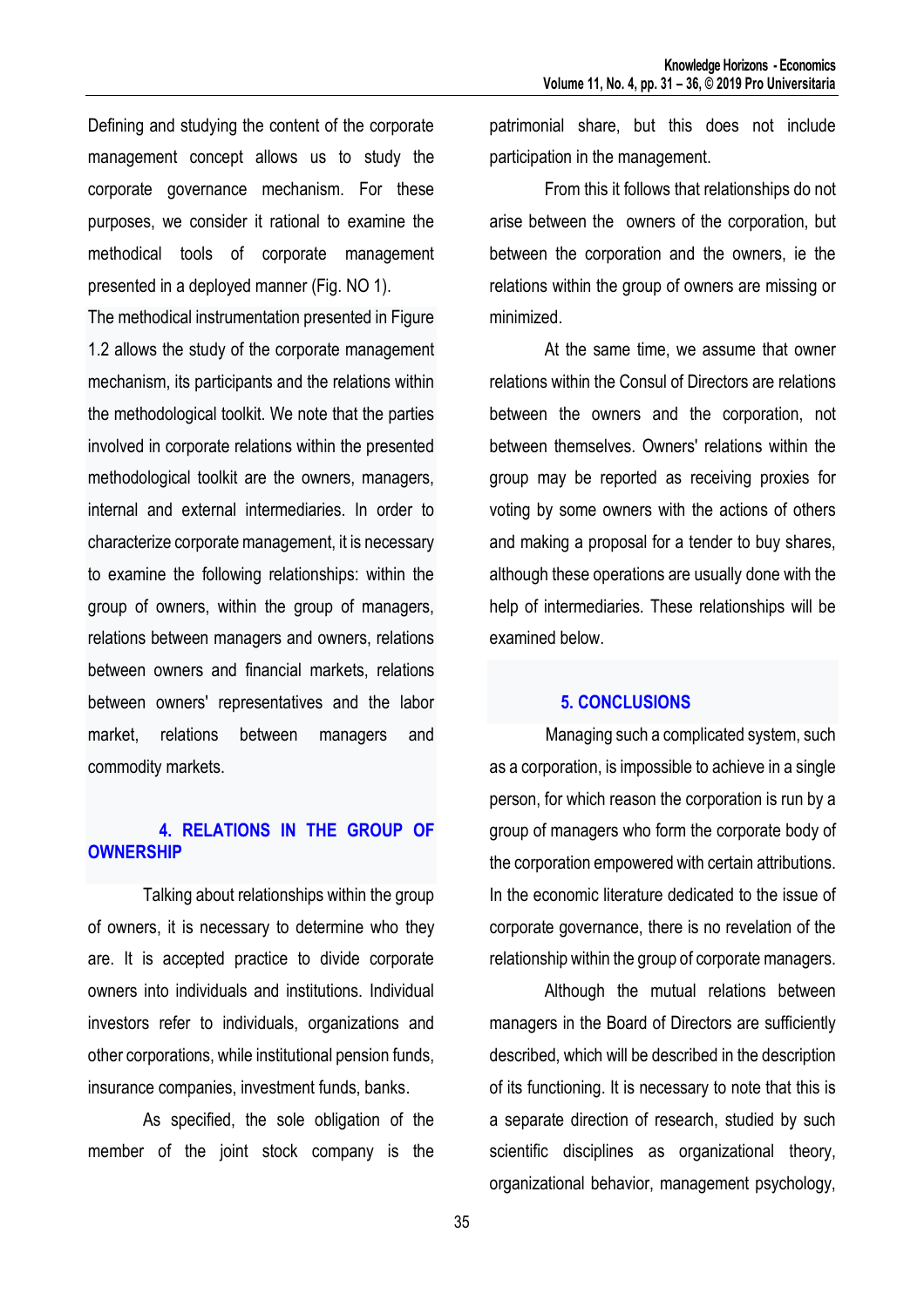Defining and studying the content of the corporate management concept allows us to study the corporate governance mechanism. For these purposes, we consider it rational to examine the methodical tools of corporate management presented in a deployed manner (Fig. NO 1).

The methodical instrumentation presented in Figure 1.2 allows the study of the corporate management mechanism, its participants and the relations within the methodological toolkit. We note that the parties involved in corporate relations within the presented methodological toolkit are the owners, managers, internal and external intermediaries. In order to characterize corporate management, it is necessary to examine the following relationships: within the group of owners, within the group of managers, relations between managers and owners, relations between owners and financial markets, relations between owners' representatives and the labor market, relations between managers and commodity markets.

## 4. RELATIONS IN THE GROUP OF OWNERSHIP

Talking about relationships within the group of owners, it is necessary to determine who they are. It is accepted practice to divide corporate owners into individuals and institutions. Individual investors refer to individuals, organizations and other corporations, while institutional pension funds, insurance companies, investment funds, banks.

As specified, the sole obligation of the member of the joint stock company is the patrimonial share, but this does not include participation in the management.

From this it follows that relationships do not arise between the owners of the corporation, but between the corporation and the owners, ie the relations within the group of owners are missing or minimized.

At the same time, we assume that owner relations within the Consul of Directors are relations between the owners and the corporation, not between themselves. Owners' relations within the group may be reported as receiving proxies for voting by some owners with the actions of others and making a proposal for a tender to buy shares, although these operations are usually done with the help of intermediaries. These relationships will be examined below.

## 5. CONCLUSIONS

Managing such a complicated system, such as a corporation, is impossible to achieve in a single person, for which reason the corporation is run by a group of managers who form the corporate body of the corporation empowered with certain attributions. In the economic literature dedicated to the issue of corporate governance, there is no revelation of the relationship within the group of corporate managers.

Although the mutual relations between managers in the Board of Directors are sufficiently described, which will be described in the description of its functioning. It is necessary to note that this is a separate direction of research, studied by such scientific disciplines as organizational theory, organizational behavior, management psychology,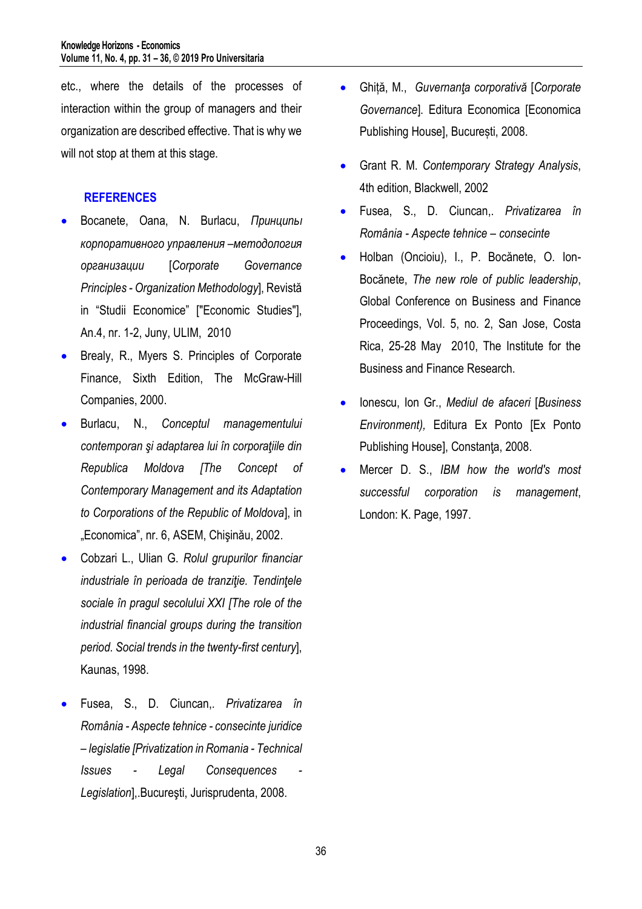etc., where the details of the processes of interaction within the group of managers and their organization are described effective. That is why we will not stop at them at this stage.

## REFERENCES

- Bocanete, Oana, N. Burlacu, *Принципы корпоративного управления –методология организации* [*Corporate Governance Principles - Organization Methodology*], Revistă in "Studii Economice" ["Economic Studies"], An.4, nr. 1-2, Juny, ULIM, 2010
- Brealy, R., Myers S. Principles of Corporate Finance, Sixth Edition, The McGraw-Hill Companies, 2000.
- Burlacu, N., *Conceptul managementului contemporan şi adaptarea lui în corporaţiile din Republica Moldova [The Concept of Contemporary Management and its Adaptation to Corporations of the Republic of Moldova*], in „Economica", nr. 6, ASEM, Chişinău, 2002.
- Cobzari L., Ulian G. *Rolul grupurilor financiar industriale în perioada de tranziţie. Tendinţele sociale în pragul secolului XXI [The role of the industrial financial groups during the transition period. Social trends in the twenty-first century*], Kaunas, 1998.
- Fusea, S., D. Ciuncan,. *Privatizarea în România - Aspecte tehnice - consecinte juridice – legislatie [Privatization in Romania - Technical Issues - Legal Consequences - Legislation*],.Bucureşti, Jurisprudenta, 2008.
- Ghiță, M., *Guvernanţa corporativă* [*Corporate Governance*]. Editura Economica [Economica Publishing House], București, 2008.
- Grant R. M. *Contemporary Strategy Analysis*, 4th edition, Blackwell, 2002
- Fusea, S., D. Ciuncan,. *Privatizarea în România - Aspecte tehnice – consecinte*
- Holban (Oncioiu), I., P. Bocănete, O. Ion-Bocănete, *The new role of public leadership*, Global Conference on Business and Finance Proceedings, Vol. 5, no. 2, San Jose, Costa Rica, 25-28 May 2010, The Institute for the Business and Finance Research.
- Ionescu, Ion Gr., *Mediul de afaceri* [*Business Environment),* Editura Ex Ponto [Ex Ponto Publishing House], Constanţa, 2008.
- Mercer D. S., *IBM how the world's most successful corporation is management*, London: K. Page, 1997.